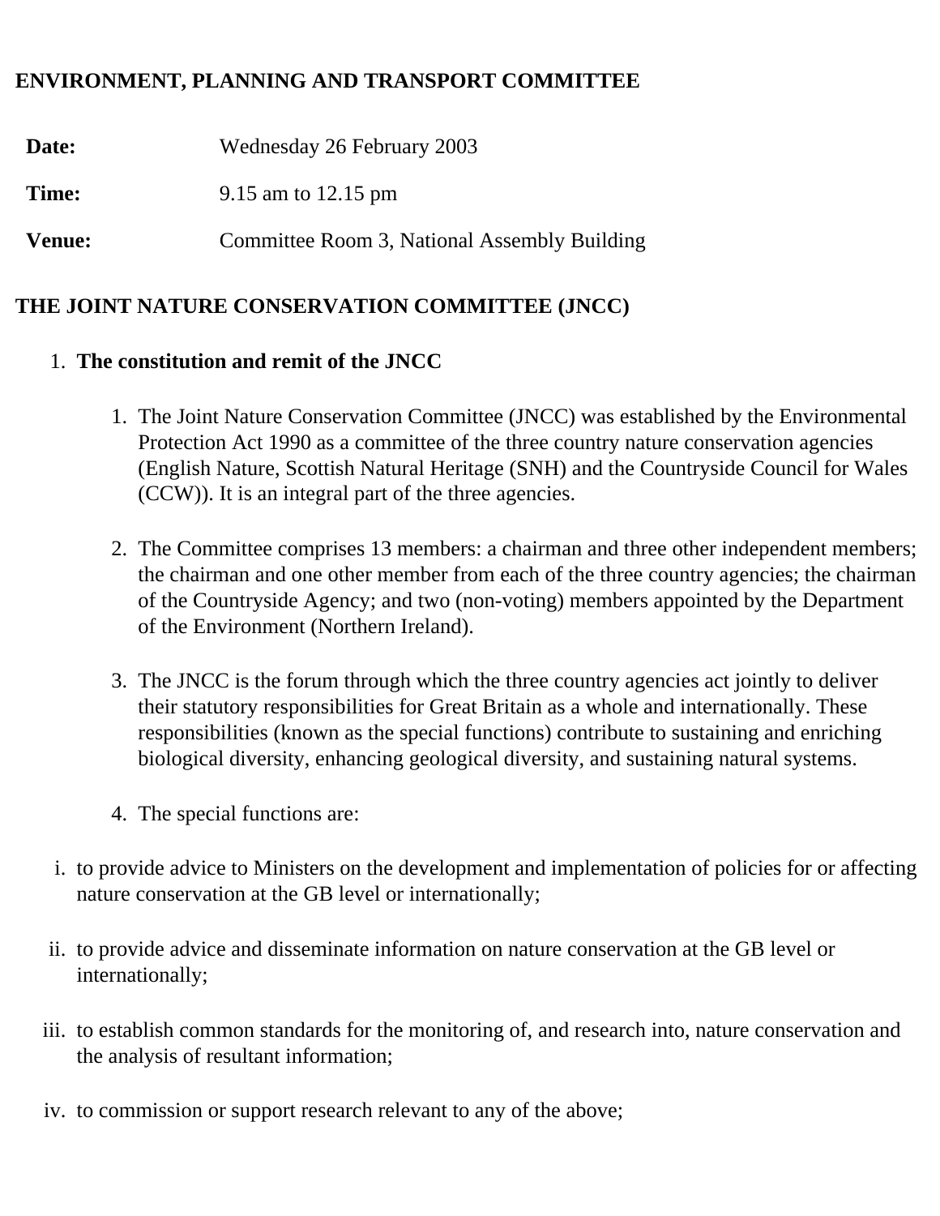**ENVIRONMENT, PLANNING AND TRANSPORT COMMITTEE**

| | |
|---|---|
| **Date:** | Wednesday 26 February 2003 |
| **Time:** | 9.15 am to 12.15 pm |
| **Venue:** | Committee Room 3, National Assembly Building |

**THE JOINT NATURE CONSERVATION COMMITTEE (JNCC)**

1. **The constitution and remit of the JNCC**

    1. The Joint Nature Conservation Committee (JNCC) was established by the Environmental Protection Act 1990 as a committee of the three country nature conservation agencies (English Nature, Scottish Natural Heritage (SNH) and the Countryside Council for Wales (CCW)). It is an integral part of the three agencies.

    2. The Committee comprises 13 members: a chairman and three other independent members; the chairman and one other member from each of the three country agencies; the chairman of the Countryside Agency; and two (non-voting) members appointed by the Department of the Environment (Northern Ireland).

    3. The JNCC is the forum through which the three country agencies act jointly to deliver their statutory responsibilities for Great Britain as a whole and internationally. These responsibilities (known as the special functions) contribute to sustaining and enriching biological diversity, enhancing geological diversity, and sustaining natural systems.

    4. The special functions are:

i. to provide advice to Ministers on the development and implementation of policies for or affecting nature conservation at the GB level or internationally;

ii. to provide advice and disseminate information on nature conservation at the GB level or internationally;

iii. to establish common standards for the monitoring of, and research into, nature conservation and the analysis of resultant information;

iv. to commission or support research relevant to any of the above;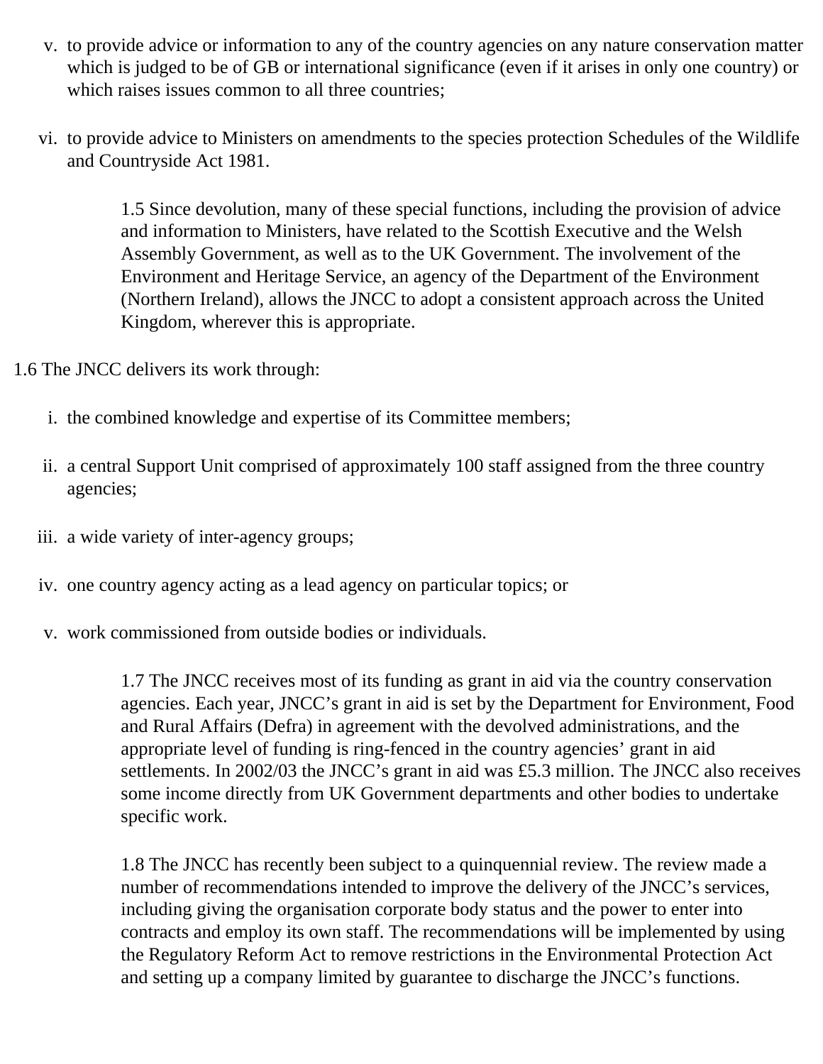v. to provide advice or information to any of the country agencies on any nature conservation matter which is judged to be of GB or international significance (even if it arises in only one country) or which raises issues common to all three countries;

vi. to provide advice to Ministers on amendments to the species protection Schedules of the Wildlife and Countryside Act 1981.

1.5 Since devolution, many of these special functions, including the provision of advice and information to Ministers, have related to the Scottish Executive and the Welsh Assembly Government, as well as to the UK Government. The involvement of the Environment and Heritage Service, an agency of the Department of the Environment (Northern Ireland), allows the JNCC to adopt a consistent approach across the United Kingdom, wherever this is appropriate.

1.6 The JNCC delivers its work through:

i. the combined knowledge and expertise of its Committee members;

ii. a central Support Unit comprised of approximately 100 staff assigned from the three country agencies;

iii. a wide variety of inter-agency groups;

iv. one country agency acting as a lead agency on particular topics; or

v. work commissioned from outside bodies or individuals.

1.7 The JNCC receives most of its funding as grant in aid via the country conservation agencies. Each year, JNCC's grant in aid is set by the Department for Environment, Food and Rural Affairs (Defra) in agreement with the devolved administrations, and the appropriate level of funding is ring-fenced in the country agencies' grant in aid settlements. In 2002/03 the JNCC's grant in aid was £5.3 million. The JNCC also receives some income directly from UK Government departments and other bodies to undertake specific work.

1.8 The JNCC has recently been subject to a quinquennial review. The review made a number of recommendations intended to improve the delivery of the JNCC's services, including giving the organisation corporate body status and the power to enter into contracts and employ its own staff. The recommendations will be implemented by using the Regulatory Reform Act to remove restrictions in the Environmental Protection Act and setting up a company limited by guarantee to discharge the JNCC's functions.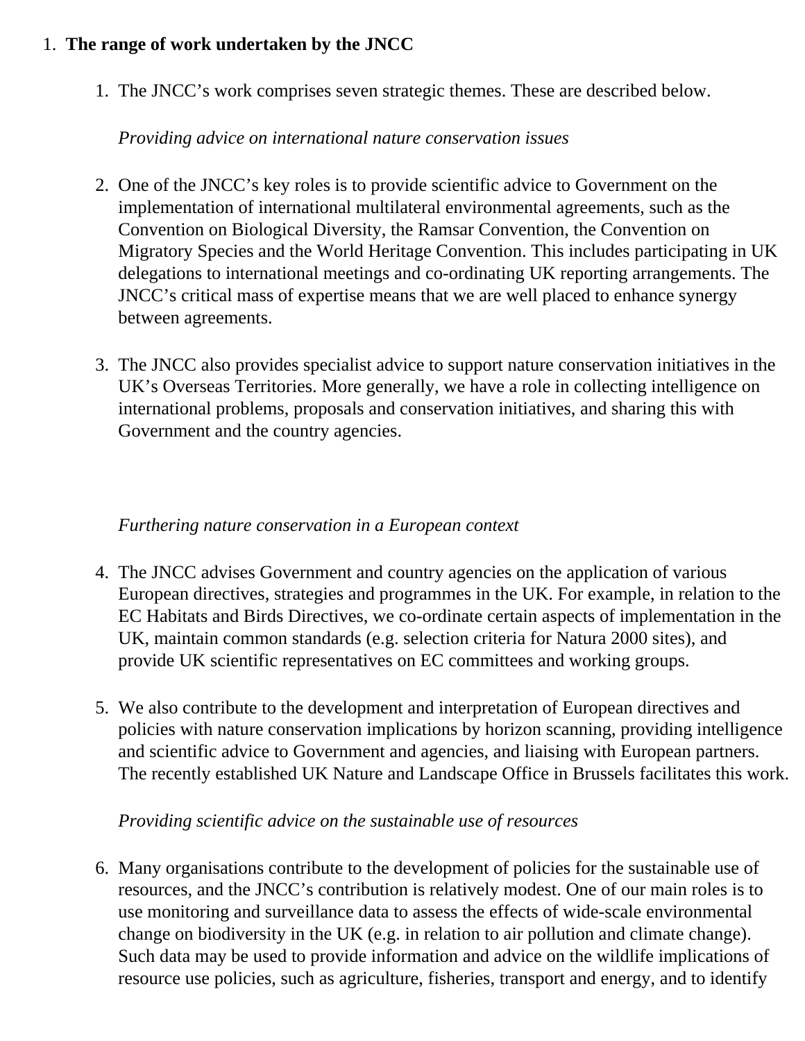1. **The range of work undertaken by the JNCC**

    1. The JNCC's work comprises seven strategic themes. These are described below.

        *Providing advice on international nature conservation issues*

    2. One of the JNCC's key roles is to provide scientific advice to Government on the implementation of international multilateral environmental agreements, such as the Convention on Biological Diversity, the Ramsar Convention, the Convention on Migratory Species and the World Heritage Convention. This includes participating in UK delegations to international meetings and co-ordinating UK reporting arrangements. The JNCC's critical mass of expertise means that we are well placed to enhance synergy between agreements.

    3. The JNCC also provides specialist advice to support nature conservation initiatives in the UK's Overseas Territories. More generally, we have a role in collecting intelligence on international problems, proposals and conservation initiatives, and sharing this with Government and the country agencies.

        *Furthering nature conservation in a European context*

    4. The JNCC advises Government and country agencies on the application of various European directives, strategies and programmes in the UK. For example, in relation to the EC Habitats and Birds Directives, we co-ordinate certain aspects of implementation in the UK, maintain common standards (e.g. selection criteria for Natura 2000 sites), and provide UK scientific representatives on EC committees and working groups.

    5. We also contribute to the development and interpretation of European directives and policies with nature conservation implications by horizon scanning, providing intelligence and scientific advice to Government and agencies, and liaising with European partners. The recently established UK Nature and Landscape Office in Brussels facilitates this work.

        *Providing scientific advice on the sustainable use of resources*

    6. Many organisations contribute to the development of policies for the sustainable use of resources, and the JNCC's contribution is relatively modest. One of our main roles is to use monitoring and surveillance data to assess the effects of wide-scale environmental change on biodiversity in the UK (e.g. in relation to air pollution and climate change). Such data may be used to provide information and advice on the wildlife implications of resource use policies, such as agriculture, fisheries, transport and energy, and to identify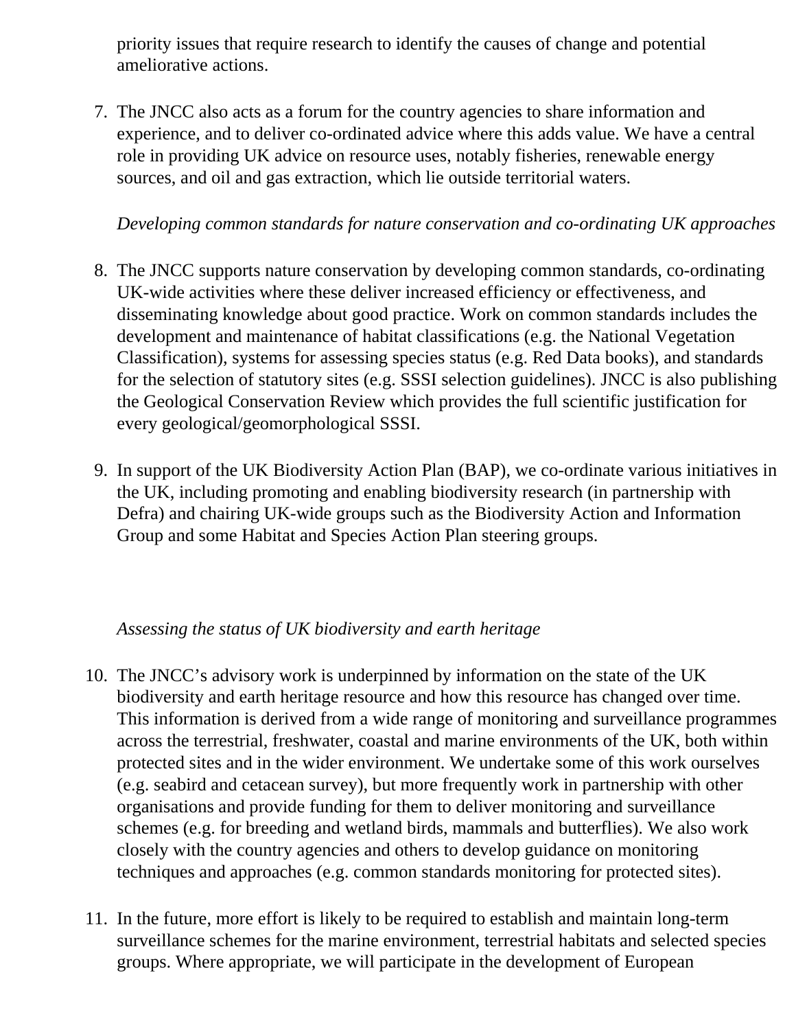priority issues that require research to identify the causes of change and potential ameliorative actions.

7. The JNCC also acts as a forum for the country agencies to share information and experience, and to deliver co-ordinated advice where this adds value. We have a central role in providing UK advice on resource uses, notably fisheries, renewable energy sources, and oil and gas extraction, which lie outside territorial waters.

*Developing common standards for nature conservation and co-ordinating UK approaches*

8. The JNCC supports nature conservation by developing common standards, co-ordinating UK-wide activities where these deliver increased efficiency or effectiveness, and disseminating knowledge about good practice. Work on common standards includes the development and maintenance of habitat classifications (e.g. the National Vegetation Classification), systems for assessing species status (e.g. Red Data books), and standards for the selection of statutory sites (e.g. SSSI selection guidelines). JNCC is also publishing the Geological Conservation Review which provides the full scientific justification for every geological/geomorphological SSSI.

9. In support of the UK Biodiversity Action Plan (BAP), we co-ordinate various initiatives in the UK, including promoting and enabling biodiversity research (in partnership with Defra) and chairing UK-wide groups such as the Biodiversity Action and Information Group and some Habitat and Species Action Plan steering groups.

*Assessing the status of UK biodiversity and earth heritage*

10. The JNCC's advisory work is underpinned by information on the state of the UK biodiversity and earth heritage resource and how this resource has changed over time. This information is derived from a wide range of monitoring and surveillance programmes across the terrestrial, freshwater, coastal and marine environments of the UK, both within protected sites and in the wider environment. We undertake some of this work ourselves (e.g. seabird and cetacean survey), but more frequently work in partnership with other organisations and provide funding for them to deliver monitoring and surveillance schemes (e.g. for breeding and wetland birds, mammals and butterflies). We also work closely with the country agencies and others to develop guidance on monitoring techniques and approaches (e.g. common standards monitoring for protected sites).

11. In the future, more effort is likely to be required to establish and maintain long-term surveillance schemes for the marine environment, terrestrial habitats and selected species groups. Where appropriate, we will participate in the development of European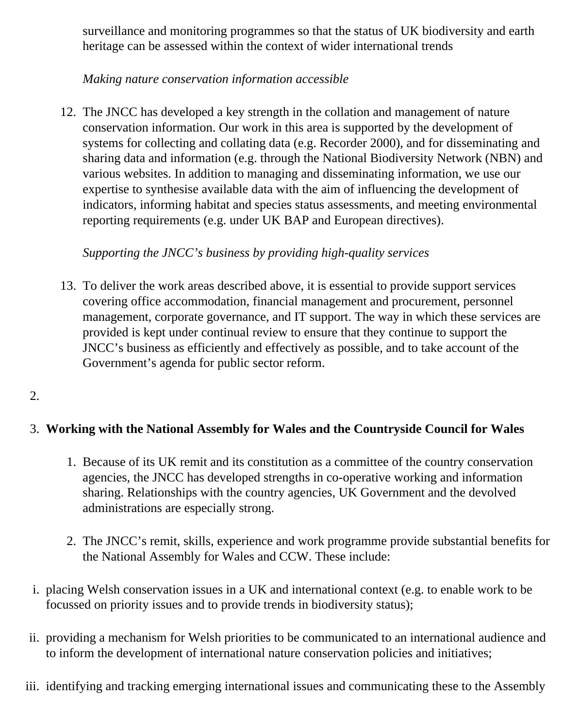surveillance and monitoring programmes so that the status of UK biodiversity and earth heritage can be assessed within the context of wider international trends

*Making nature conservation information accessible*

12. The JNCC has developed a key strength in the collation and management of nature conservation information. Our work in this area is supported by the development of systems for collecting and collating data (e.g. Recorder 2000), and for disseminating and sharing data and information (e.g. through the National Biodiversity Network (NBN) and various websites. In addition to managing and disseminating information, we use our expertise to synthesise available data with the aim of influencing the development of indicators, informing habitat and species status assessments, and meeting environmental reporting requirements (e.g. under UK BAP and European directives).

*Supporting the JNCC's business by providing high-quality services*

13. To deliver the work areas described above, it is essential to provide support services covering office accommodation, financial management and procurement, personnel management, corporate governance, and IT support. The way in which these services are provided is kept under continual review to ensure that they continue to support the JNCC's business as efficiently and effectively as possible, and to take account of the Government's agenda for public sector reform.

2.

3. **Working with the National Assembly for Wales and the Countryside Council for Wales**

    1. Because of its UK remit and its constitution as a committee of the country conservation agencies, the JNCC has developed strengths in co-operative working and information sharing. Relationships with the country agencies, UK Government and the devolved administrations are especially strong.

    2. The JNCC's remit, skills, experience and work programme provide substantial benefits for the National Assembly for Wales and CCW. These include:

i. placing Welsh conservation issues in a UK and international context (e.g. to enable work to be focussed on priority issues and to provide trends in biodiversity status);

ii. providing a mechanism for Welsh priorities to be communicated to an international audience and to inform the development of international nature conservation policies and initiatives;

iii. identifying and tracking emerging international issues and communicating these to the Assembly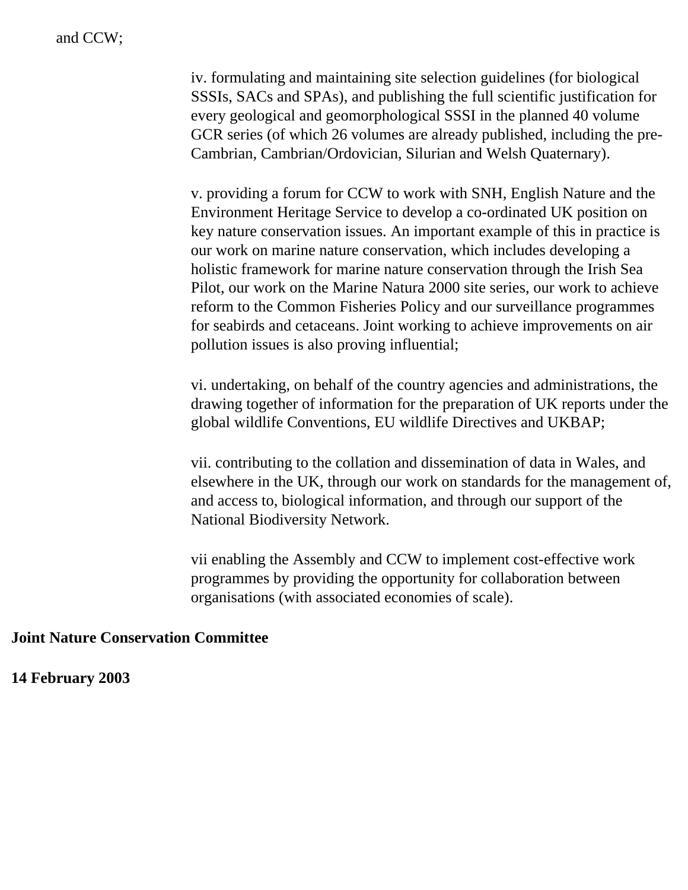and CCW;

iv. formulating and maintaining site selection guidelines (for biological SSSIs, SACs and SPAs), and publishing the full scientific justification for every geological and geomorphological SSSI in the planned 40 volume GCR series (of which 26 volumes are already published, including the pre-Cambrian, Cambrian/Ordovician, Silurian and Welsh Quaternary).

v. providing a forum for CCW to work with SNH, English Nature and the Environment Heritage Service to develop a co-ordinated UK position on key nature conservation issues. An important example of this in practice is our work on marine nature conservation, which includes developing a holistic framework for marine nature conservation through the Irish Sea Pilot, our work on the Marine Natura 2000 site series, our work to achieve reform to the Common Fisheries Policy and our surveillance programmes for seabirds and cetaceans. Joint working to achieve improvements on air pollution issues is also proving influential;

vi. undertaking, on behalf of the country agencies and administrations, the drawing together of information for the preparation of UK reports under the global wildlife Conventions, EU wildlife Directives and UKBAP;

vii. contributing to the collation and dissemination of data in Wales, and elsewhere in the UK, through our work on standards for the management of, and access to, biological information, and through our support of the National Biodiversity Network.

vii enabling the Assembly and CCW to implement cost-effective work programmes by providing the opportunity for collaboration between organisations (with associated economies of scale).

**Joint Nature Conservation Committee**

**14 February 2003**